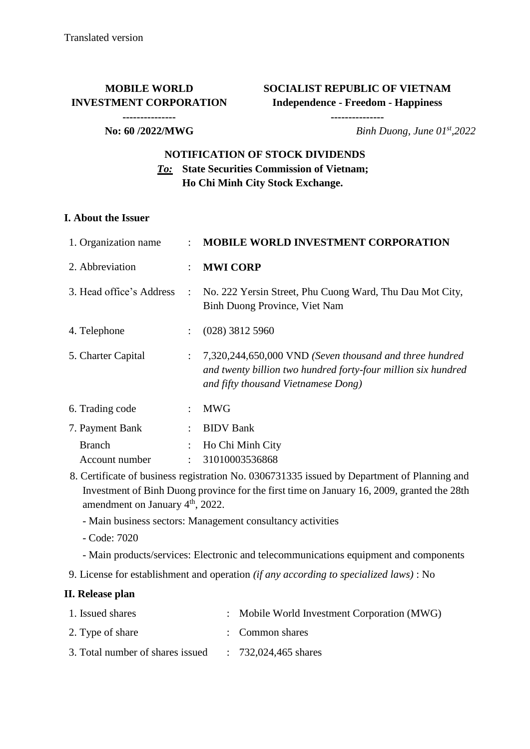Translated version

| MOBILE WORLD INVESTMENT CORPORATION | SOCIALIST REPUBLIC OF VIETNAM |
| --- | --- |
| --------------- | Independence - Freedom - Happiness |
| No: 60 /2022/MWG | --------------- |
| | *Binh Duong, June 01st,2022* |

**NOTIFICATION OF STOCK DIVIDENDS**

***To:*** **State Securities Commission of Vietnam;**
**Ho Chi Minh City Stock Exchange.**

## I. About the Issuer

| | | |
| --- | --- | --- |
| 1. Organization name | : | **MOBILE WORLD INVESTMENT CORPORATION** |
| 2. Abbreviation | : | **MWI CORP** |
| 3. Head office's Address | : | No. 222 Yersin Street, Phu Cuong Ward, Thu Dau Mot City, Binh Duong Province, Viet Nam |
| 4. Telephone | : | (028) 3812 5960 |
| 5. Charter Capital | : | 7,320,244,650,000 VND *(Seven thousand and three hundred and twenty billion two hundred forty-four million six hundred and fifty thousand Vietnamese Dong)* |
| 6. Trading code | : | MWG |
| 7. Payment Bank | : | BIDV Bank |
| Branch | : | Ho Chi Minh City |
| Account number | : | 31010003536868 |

8. Certificate of business registration No. 0306731335 issued by Department of Planning and Investment of Binh Duong province for the first time on January 16, 2009, granted the 28th amendment on January 4th, 2022.
   - Main business sectors: Management consultancy activities
   - Code: 7020
   - Main products/services: Electronic and telecommunications equipment and components

9. License for establishment and operation *(if any according to specialized laws)* : No

## II. Release plan

| | | |
| --- | --- | --- |
| 1. Issued shares | : | Mobile World Investment Corporation (MWG) |
| 2. Type of share | : | Common shares |
| 3. Total number of shares issued | : | 732,024,465 shares |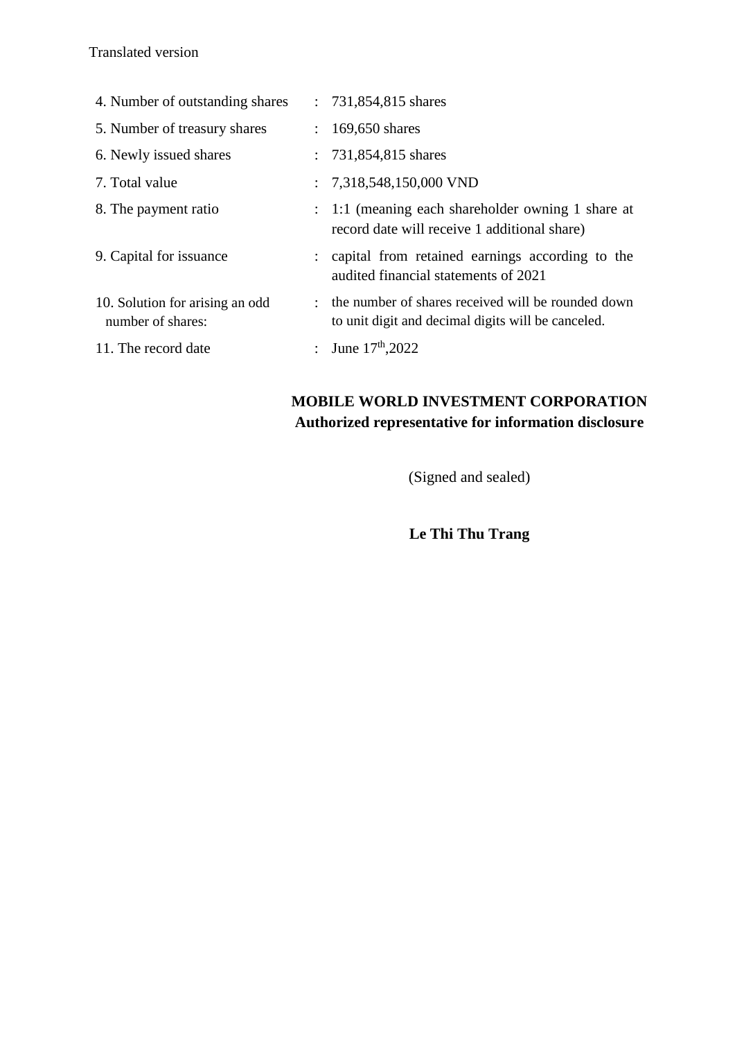Translated version

| | | |
|---|---|---|
| 4. Number of outstanding shares | : | 731,854,815 shares |
| 5. Number of treasury shares | : | 169,650 shares |
| 6. Newly issued shares | : | 731,854,815 shares |
| 7. Total value | : | 7,318,548,150,000 VND |
| 8. The payment ratio | : | 1:1 (meaning each shareholder owning 1 share at record date will receive 1 additional share) |
| 9. Capital for issuance | : | capital from retained earnings according to the audited financial statements of 2021 |
| 10. Solution for arising an odd number of shares: | : | the number of shares received will be rounded down to unit digit and decimal digits will be canceled. |
| 11. The record date | : | June 17th,2022 |

**MOBILE WORLD INVESTMENT CORPORATION**
**Authorized representative for information disclosure**

(Signed and sealed)

**Le Thi Thu Trang**